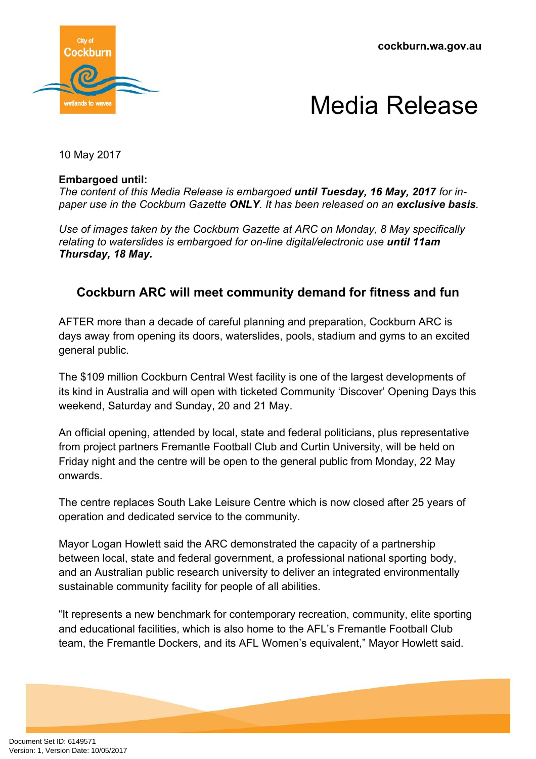cockburn.wa.gov.au

# Media Release

10 May 2017

**Embargoed until:**
*The content of this Media Release is embargoed **until Tuesday, 16 May, 2017** for in-paper use in the Cockburn Gazette **ONLY**. It has been released on an **exclusive basis**.*

*Use of images taken by the Cockburn Gazette at ARC on Monday, 8 May specifically relating to waterslides is embargoed for on-line digital/electronic use **until 11am Thursday, 18 May.***

## Cockburn ARC will meet community demand for fitness and fun

AFTER more than a decade of careful planning and preparation, Cockburn ARC is days away from opening its doors, waterslides, pools, stadium and gyms to an excited general public.

The $109 million Cockburn Central West facility is one of the largest developments of its kind in Australia and will open with ticketed Community 'Discover' Opening Days this weekend, Saturday and Sunday, 20 and 21 May.

An official opening, attended by local, state and federal politicians, plus representative from project partners Fremantle Football Club and Curtin University, will be held on Friday night and the centre will be open to the general public from Monday, 22 May onwards.

The centre replaces South Lake Leisure Centre which is now closed after 25 years of operation and dedicated service to the community.

Mayor Logan Howlett said the ARC demonstrated the capacity of a partnership between local, state and federal government, a professional national sporting body, and an Australian public research university to deliver an integrated environmentally sustainable community facility for people of all abilities.

"It represents a new benchmark for contemporary recreation, community, elite sporting and educational facilities, which is also home to the AFL's Fremantle Football Club team, the Fremantle Dockers, and its AFL Women's equivalent," Mayor Howlett said.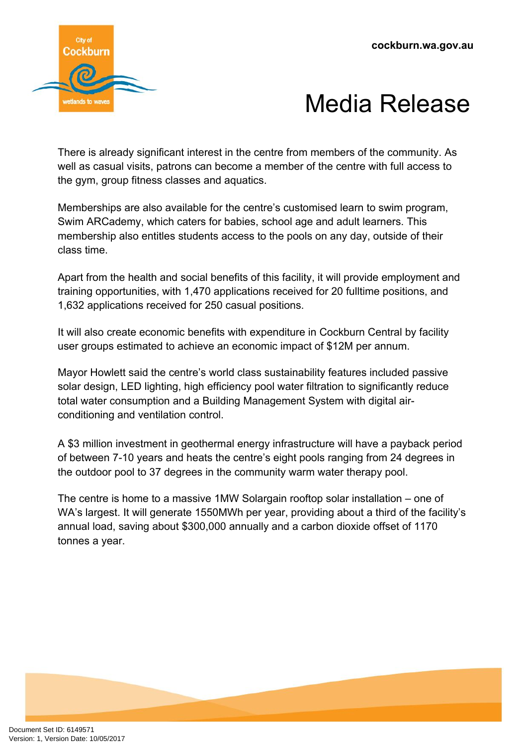There is already significant interest in the centre from members of the community. As well as casual visits, patrons can become a member of the centre with full access to the gym, group fitness classes and aquatics.

Memberships are also available for the centre's customised learn to swim program, Swim ARCademy, which caters for babies, school age and adult learners. This membership also entitles students access to the pools on any day, outside of their class time.

Apart from the health and social benefits of this facility, it will provide employment and training opportunities, with 1,470 applications received for 20 fulltime positions, and 1,632 applications received for 250 casual positions.

It will also create economic benefits with expenditure in Cockburn Central by facility user groups estimated to achieve an economic impact of $12M per annum.

Mayor Howlett said the centre's world class sustainability features included passive solar design, LED lighting, high efficiency pool water filtration to significantly reduce total water consumption and a Building Management System with digital air-conditioning and ventilation control.

A $3 million investment in geothermal energy infrastructure will have a payback period of between 7-10 years and heats the centre's eight pools ranging from 24 degrees in the outdoor pool to 37 degrees in the community warm water therapy pool.

The centre is home to a massive 1MW Solargain rooftop solar installation – one of WA's largest. It will generate 1550MWh per year, providing about a third of the facility's annual load, saving about $300,000 annually and a carbon dioxide offset of 1170 tonnes a year.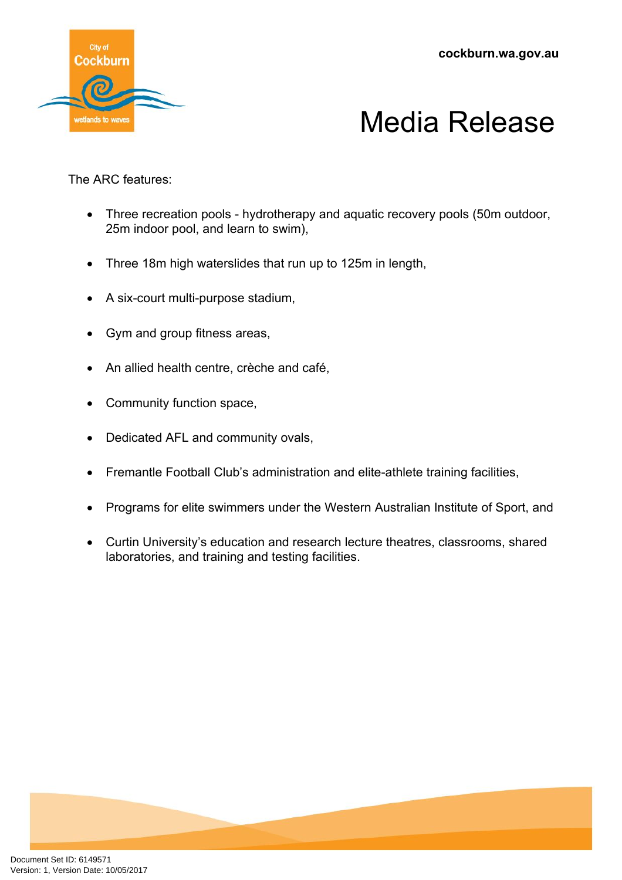The ARC features:

- Three recreation pools - hydrotherapy and aquatic recovery pools (50m outdoor, 25m indoor pool, and learn to swim),
- Three 18m high waterslides that run up to 125m in length,
- A six-court multi-purpose stadium,
- Gym and group fitness areas,
- An allied health centre, crèche and café,
- Community function space,
- Dedicated AFL and community ovals,
- Fremantle Football Club's administration and elite-athlete training facilities,
- Programs for elite swimmers under the Western Australian Institute of Sport, and
- Curtin University's education and research lecture theatres, classrooms, shared laboratories, and training and testing facilities.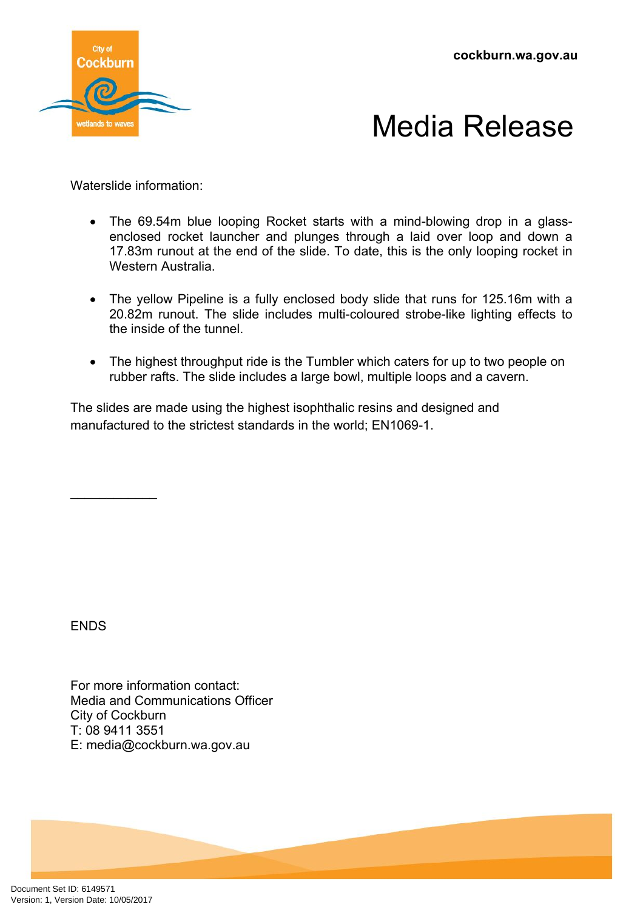Waterslide information:

- The 69.54m blue looping Rocket starts with a mind-blowing drop in a glass-enclosed rocket launcher and plunges through a laid over loop and down a 17.83m runout at the end of the slide. To date, this is the only looping rocket in Western Australia.

- The yellow Pipeline is a fully enclosed body slide that runs for 125.16m with a 20.82m runout. The slide includes multi-coloured strobe-like lighting effects to the inside of the tunnel.

- The highest throughput ride is the Tumbler which caters for up to two people on rubber rafts. The slide includes a large bowl, multiple loops and a cavern.

The slides are made using the highest isophthalic resins and designed and manufactured to the strictest standards in the world; EN1069-1.

___________

ENDS

For more information contact:
Media and Communications Officer
City of Cockburn
T: 08 9411 3551
E: media@cockburn.wa.gov.au